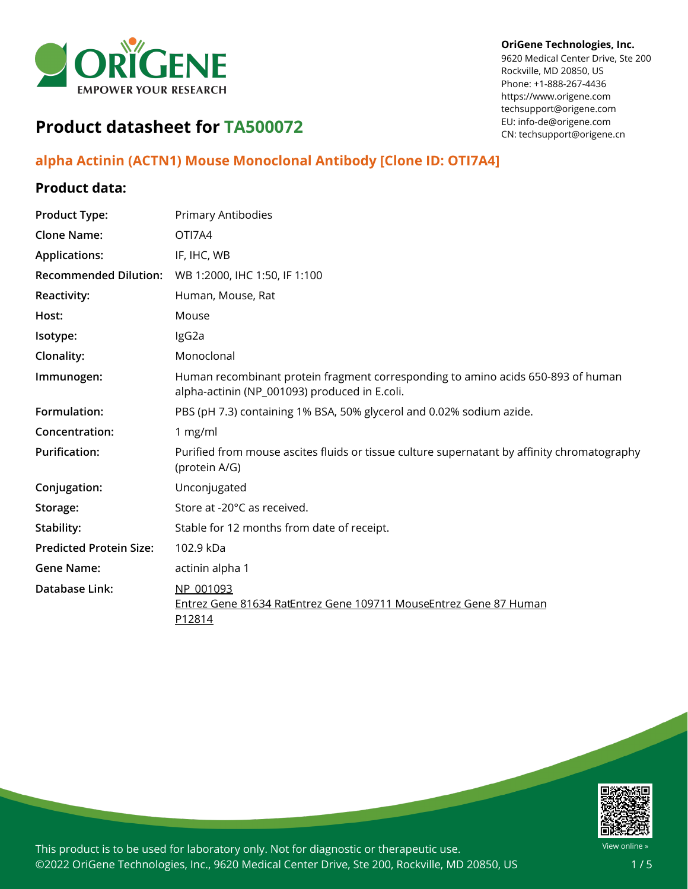OriGene Technologies, Inc.
9620 Medical Center Drive, Ste 200
Rockville, MD 20850, US
Phone: +1-888-267-4436
https://www.origene.com
techsupport@origene.com
EU: info-de@origene.com
CN: techsupport@origene.cn

# Product datasheet for TA500072

## alpha Actinin (ACTN1) Mouse Monoclonal Antibody [Clone ID: OTI7A4]

### Product data:

| | |
|---|---|
| **Product Type:** | Primary Antibodies |
| **Clone Name:** | OTI7A4 |
| **Applications:** | IF, IHC, WB |
| **Recommended Dilution:** | WB 1:2000, IHC 1:50, IF 1:100 |
| **Reactivity:** | Human, Mouse, Rat |
| **Host:** | Mouse |
| **Isotype:** | IgG2a |
| **Clonality:** | Monoclonal |
| **Immunogen:** | Human recombinant protein fragment corresponding to amino acids 650-893 of human alpha-actinin (NP_001093) produced in E.coli. |
| **Formulation:** | PBS (pH 7.3) containing 1% BSA, 50% glycerol and 0.02% sodium azide. |
| **Concentration:** | 1 mg/ml |
| **Purification:** | Purified from mouse ascites fluids or tissue culture supernatant by affinity chromatography (protein A/G) |
| **Conjugation:** | Unconjugated |
| **Storage:** | Store at -20°C as received. |
| **Stability:** | Stable for 12 months from date of receipt. |
| **Predicted Protein Size:** | 102.9 kDa |
| **Gene Name:** | actinin alpha 1 |
| **Database Link:** | NP_001093<br>Entrez Gene 81634 RatEntrez Gene 109711 MouseEntrez Gene 87 Human<br>P12814 |

This product is to be used for laboratory only. Not for diagnostic or therapeutic use.
©2022 OriGene Technologies, Inc., 9620 Medical Center Drive, Ste 200, Rockville, MD 20850, US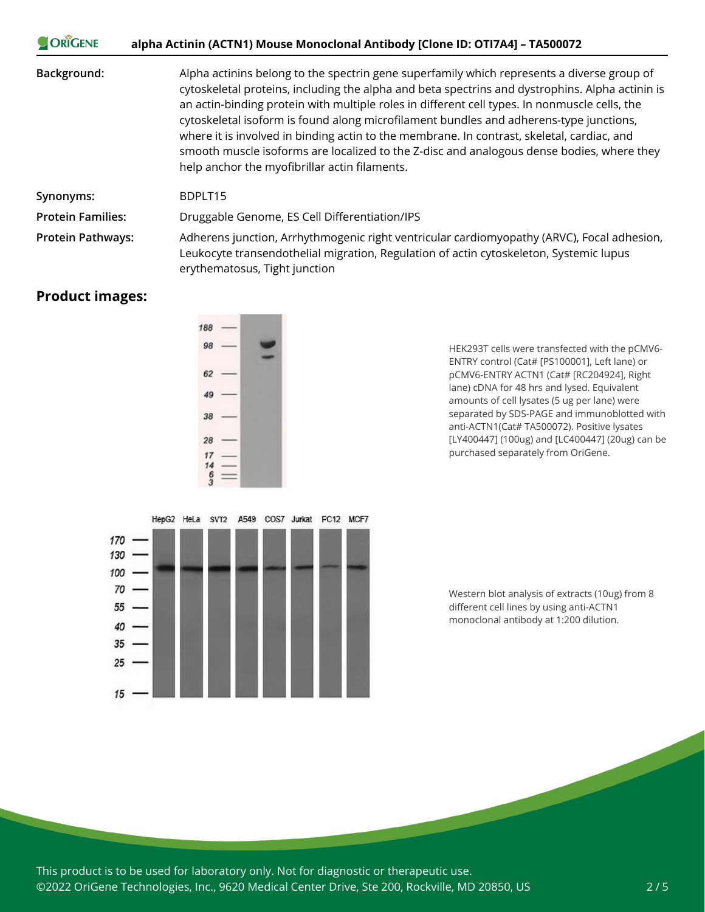**Background:** Alpha actinins belong to the spectrin gene superfamily which represents a diverse group of cytoskeletal proteins, including the alpha and beta spectrins and dystrophins. Alpha actinin is an actin-binding protein with multiple roles in different cell types. In nonmuscle cells, the cytoskeletal isoform is found along microfilament bundles and adherens-type junctions, where it is involved in binding actin to the membrane. In contrast, skeletal, cardiac, and smooth muscle isoforms are localized to the Z-disc and analogous dense bodies, where they help anchor the myofibrillar actin filaments.

**Synonyms:** BDPLT15

**Protein Families:** Druggable Genome, ES Cell Differentiation/IPS

**Protein Pathways:** Adherens junction, Arrhythmogenic right ventricular cardiomyopathy (ARVC), Focal adhesion, Leukocyte transendothelial migration, Regulation of actin cytoskeleton, Systemic lupus erythematosus, Tight junction

## Product images:

HEK293T cells were transfected with the pCMV6-ENTRY control (Cat# [PS100001], Left lane) or pCMV6-ENTRY ACTN1 (Cat# [RC204924], Right lane) cDNA for 48 hrs and lysed. Equivalent amounts of cell lysates (5 ug per lane) were separated by SDS-PAGE and immunoblotted with anti-ACTN1(Cat# TA500072). Positive lysates [LY400447] (100ug) and [LC400447] (20ug) can be purchased separately from OriGene.

Western blot analysis of extracts (10ug) from 8 different cell lines by using anti-ACTN1 monoclonal antibody at 1:200 dilution.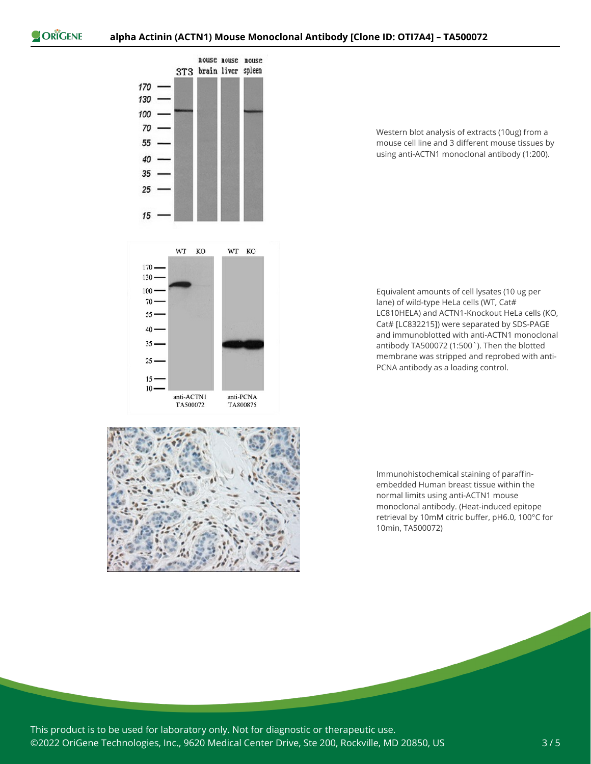Western blot analysis of extracts (10ug) from a mouse cell line and 3 different mouse tissues by using anti-ACTN1 monoclonal antibody (1:200).

Equivalent amounts of cell lysates (10 ug per lane) of wild-type HeLa cells (WT, Cat# LC810HELA) and ACTN1-Knockout HeLa cells (KO, Cat# [LC832215]) were separated by SDS-PAGE and immunoblotted with anti-ACTN1 monoclonal antibody TA500072 (1:500`). Then the blotted membrane was stripped and reprobed with anti-PCNA antibody as a loading control.

Immunohistochemical staining of paraffin-embedded Human breast tissue within the normal limits using anti-ACTN1 mouse monoclonal antibody. (Heat-induced epitope retrieval by 10mM citric buffer, pH6.0, 100°C for 10min, TA500072)

This product is to be used for laboratory only. Not for diagnostic or therapeutic use.
©2022 OriGene Technologies, Inc., 9620 Medical Center Drive, Ste 200, Rockville, MD 20850, US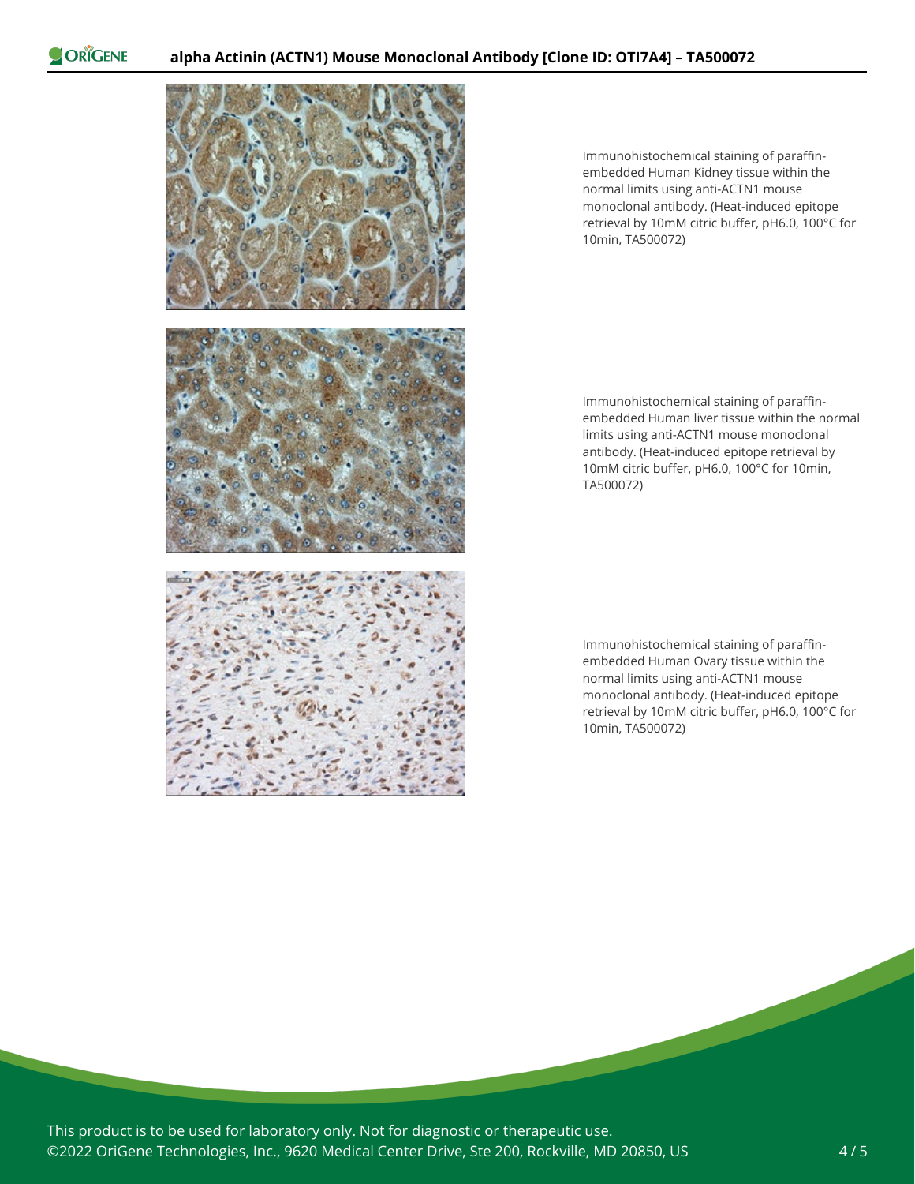Immunohistochemical staining of paraffin-embedded Human Kidney tissue within the normal limits using anti-ACTN1 mouse monoclonal antibody. (Heat-induced epitope retrieval by 10mM citric buffer, pH6.0, 100°C for 10min, TA500072)

Immunohistochemical staining of paraffin-embedded Human liver tissue within the normal limits using anti-ACTN1 mouse monoclonal antibody. (Heat-induced epitope retrieval by 10mM citric buffer, pH6.0, 100°C for 10min, TA500072)

Immunohistochemical staining of paraffin-embedded Human Ovary tissue within the normal limits using anti-ACTN1 mouse monoclonal antibody. (Heat-induced epitope retrieval by 10mM citric buffer, pH6.0, 100°C for 10min, TA500072)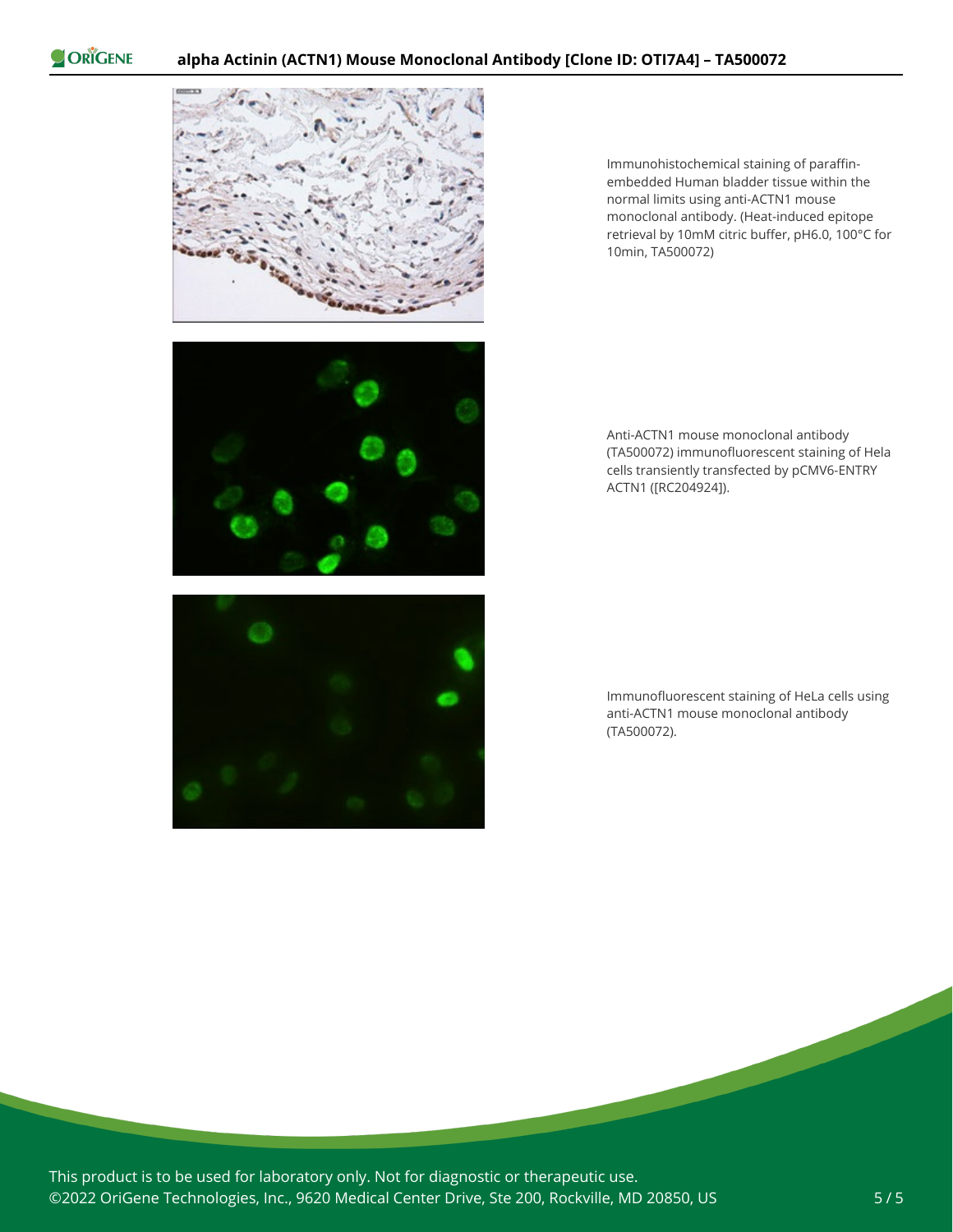Immunohistochemical staining of paraffin-embedded Human bladder tissue within the normal limits using anti-ACTN1 mouse monoclonal antibody. (Heat-induced epitope retrieval by 10mM citric buffer, pH6.0, 100°C for 10min, TA500072)

Anti-ACTN1 mouse monoclonal antibody (TA500072) immunofluorescent staining of Hela cells transiently transfected by pCMV6-ENTRY ACTN1 ([RC204924]).

Immunofluorescent staining of HeLa cells using anti-ACTN1 mouse monoclonal antibody (TA500072).